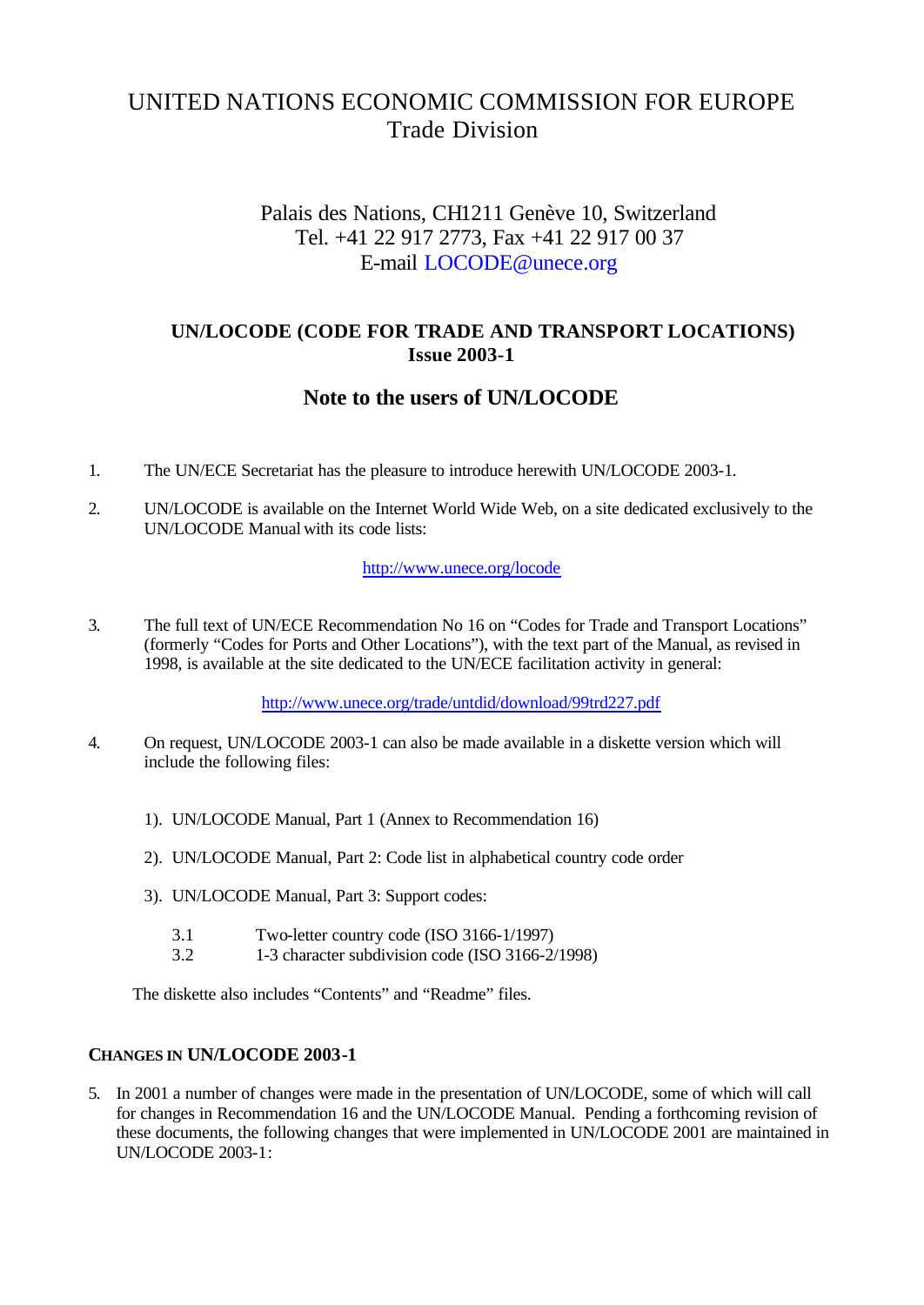# UNITED NATIONS ECONOMIC COMMISSION FOR EUROPE
## Trade Division

Palais des Nations, CH1211 Genève 10, Switzerland
Tel. +41 22 917 2773, Fax +41 22 917 00 37
E-mail LOCODE@unece.org

## UN/LOCODE (CODE FOR TRADE AND TRANSPORT LOCATIONS)
## Issue 2003-1

## Note to the users of UN/LOCODE

1. The UN/ECE Secretariat has the pleasure to introduce herewith UN/LOCODE 2003-1.

2. UN/LOCODE is available on the Internet World Wide Web, on a site dedicated exclusively to the UN/LOCODE Manual with its code lists:

   http://www.unece.org/locode

3. The full text of UN/ECE Recommendation No 16 on "Codes for Trade and Transport Locations" (formerly "Codes for Ports and Other Locations"), with the text part of the Manual, as revised in 1998, is available at the site dedicated to the UN/ECE facilitation activity in general:

   http://www.unece.org/trade/untdid/download/99trd227.pdf

4. On request, UN/LOCODE 2003-1 can also be made available in a diskette version which will include the following files:

   1). UN/LOCODE Manual, Part 1 (Annex to Recommendation 16)

   2). UN/LOCODE Manual, Part 2: Code list in alphabetical country code order

   3). UN/LOCODE Manual, Part 3: Support codes:

   3.1 Two-letter country code (ISO 3166-1/1997)
   3.2 1-3 character subdivision code (ISO 3166-2/1998)

   The diskette also includes "Contents" and "Readme" files.

### CHANGES IN UN/LOCODE 2003-1

5. In 2001 a number of changes were made in the presentation of UN/LOCODE, some of which will call for changes in Recommendation 16 and the UN/LOCODE Manual. Pending a forthcoming revision of these documents, the following changes that were implemented in UN/LOCODE 2001 are maintained in UN/LOCODE 2003-1: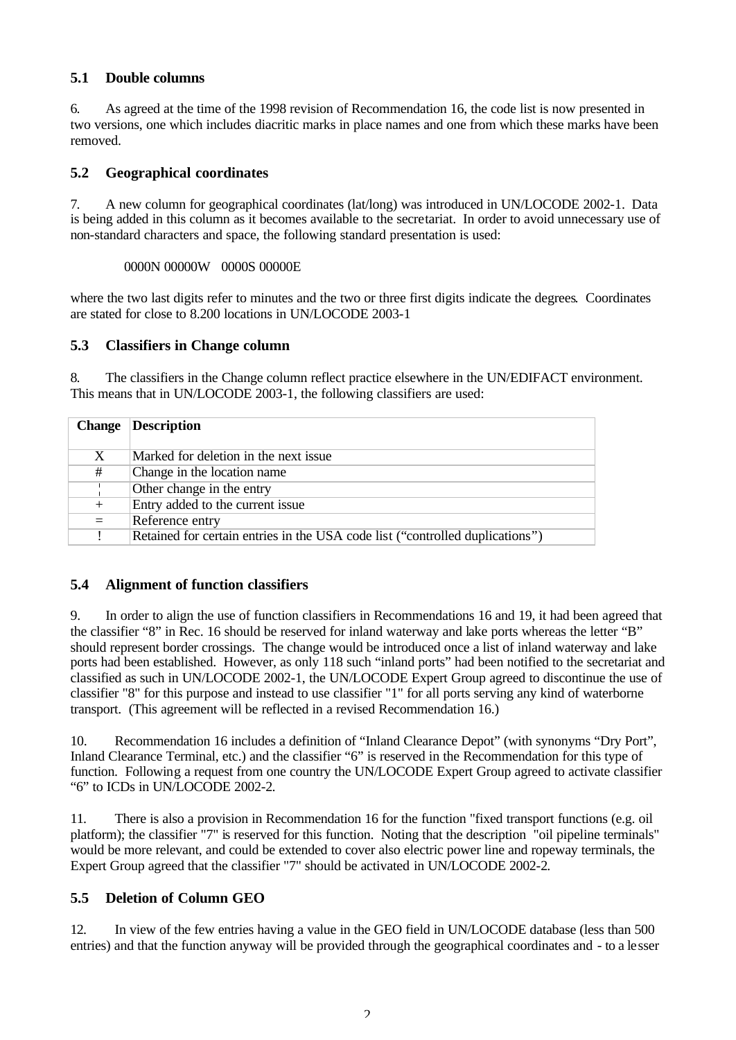## 5.1 Double columns

6. As agreed at the time of the 1998 revision of Recommendation 16, the code list is now presented in two versions, one which includes diacritic marks in place names and one from which these marks have been removed.

## 5.2 Geographical coordinates

7. A new column for geographical coordinates (lat/long) was introduced in UN/LOCODE 2002-1. Data is being added in this column as it becomes available to the secretariat. In order to avoid unnecessary use of non-standard characters and space, the following standard presentation is used:

0000N 00000W 0000S 00000E

where the two last digits refer to minutes and the two or three first digits indicate the degrees. Coordinates are stated for close to 8.200 locations in UN/LOCODE 2003-1

## 5.3 Classifiers in Change column

8. The classifiers in the Change column reflect practice elsewhere in the UN/EDIFACT environment. This means that in UN/LOCODE 2003-1, the following classifiers are used:

| Change | Description |
|---|---|
| X | Marked for deletion in the next issue |
| # | Change in the location name |
| ¦ | Other change in the entry |
| + | Entry added to the current issue |
| = | Reference entry |
| ! | Retained for certain entries in the USA code list ("controlled duplications") |

## 5.4 Alignment of function classifiers

9. In order to align the use of function classifiers in Recommendations 16 and 19, it had been agreed that the classifier "8" in Rec. 16 should be reserved for inland waterway and lake ports whereas the letter "B" should represent border crossings. The change would be introduced once a list of inland waterway and lake ports had been established. However, as only 118 such "inland ports" had been notified to the secretariat and classified as such in UN/LOCODE 2002-1, the UN/LOCODE Expert Group agreed to discontinue the use of classifier "8" for this purpose and instead to use classifier "1" for all ports serving any kind of waterborne transport. (This agreement will be reflected in a revised Recommendation 16.)

10. Recommendation 16 includes a definition of "Inland Clearance Depot" (with synonyms "Dry Port", Inland Clearance Terminal, etc.) and the classifier "6" is reserved in the Recommendation for this type of function. Following a request from one country the UN/LOCODE Expert Group agreed to activate classifier "6" to ICDs in UN/LOCODE 2002-2.

11. There is also a provision in Recommendation 16 for the function "fixed transport functions (e.g. oil platform); the classifier "7" is reserved for this function. Noting that the description "oil pipeline terminals" would be more relevant, and could be extended to cover also electric power line and ropeway terminals, the Expert Group agreed that the classifier "7" should be activated in UN/LOCODE 2002-2.

## 5.5 Deletion of Column GEO

12. In view of the few entries having a value in the GEO field in UN/LOCODE database (less than 500 entries) and that the function anyway will be provided through the geographical coordinates and - to a lesser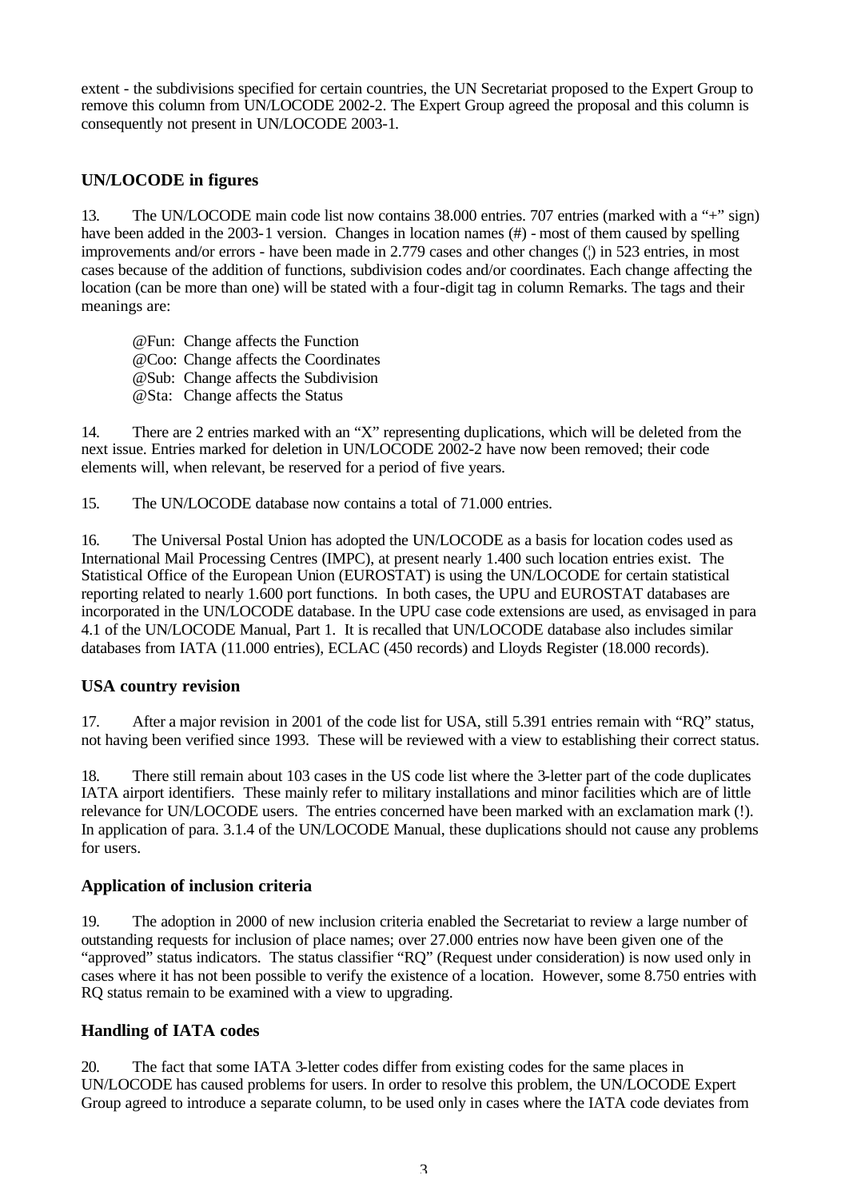extent - the subdivisions specified for certain countries, the UN Secretariat proposed to the Expert Group to remove this column from UN/LOCODE 2002-2. The Expert Group agreed the proposal and this column is consequently not present in UN/LOCODE 2003-1.

## UN/LOCODE in figures

13. The UN/LOCODE main code list now contains 38.000 entries. 707 entries (marked with a "+" sign) have been added in the 2003-1 version. Changes in location names (#) - most of them caused by spelling improvements and/or errors - have been made in 2.779 cases and other changes (¦) in 523 entries, in most cases because of the addition of functions, subdivision codes and/or coordinates. Each change affecting the location (can be more than one) will be stated with a four-digit tag in column Remarks. The tags and their meanings are:

@Fun: Change affects the Function
@Coo: Change affects the Coordinates
@Sub: Change affects the Subdivision
@Sta: Change affects the Status

14. There are 2 entries marked with an "X" representing duplications, which will be deleted from the next issue. Entries marked for deletion in UN/LOCODE 2002-2 have now been removed; their code elements will, when relevant, be reserved for a period of five years.

15. The UN/LOCODE database now contains a total of 71.000 entries.

16. The Universal Postal Union has adopted the UN/LOCODE as a basis for location codes used as International Mail Processing Centres (IMPC), at present nearly 1.400 such location entries exist. The Statistical Office of the European Union (EUROSTAT) is using the UN/LOCODE for certain statistical reporting related to nearly 1.600 port functions. In both cases, the UPU and EUROSTAT databases are incorporated in the UN/LOCODE database. In the UPU case code extensions are used, as envisaged in para 4.1 of the UN/LOCODE Manual, Part 1. It is recalled that UN/LOCODE database also includes similar databases from IATA (11.000 entries), ECLAC (450 records) and Lloyds Register (18.000 records).

## USA country revision

17. After a major revision in 2001 of the code list for USA, still 5.391 entries remain with "RQ" status, not having been verified since 1993. These will be reviewed with a view to establishing their correct status.

18. There still remain about 103 cases in the US code list where the 3-letter part of the code duplicates IATA airport identifiers. These mainly refer to military installations and minor facilities which are of little relevance for UN/LOCODE users. The entries concerned have been marked with an exclamation mark (!). In application of para. 3.1.4 of the UN/LOCODE Manual, these duplications should not cause any problems for users.

## Application of inclusion criteria

19. The adoption in 2000 of new inclusion criteria enabled the Secretariat to review a large number of outstanding requests for inclusion of place names; over 27.000 entries now have been given one of the "approved" status indicators. The status classifier "RQ" (Request under consideration) is now used only in cases where it has not been possible to verify the existence of a location. However, some 8.750 entries with RQ status remain to be examined with a view to upgrading.

## Handling of IATA codes

20. The fact that some IATA 3-letter codes differ from existing codes for the same places in UN/LOCODE has caused problems for users. In order to resolve this problem, the UN/LOCODE Expert Group agreed to introduce a separate column, to be used only in cases where the IATA code deviates from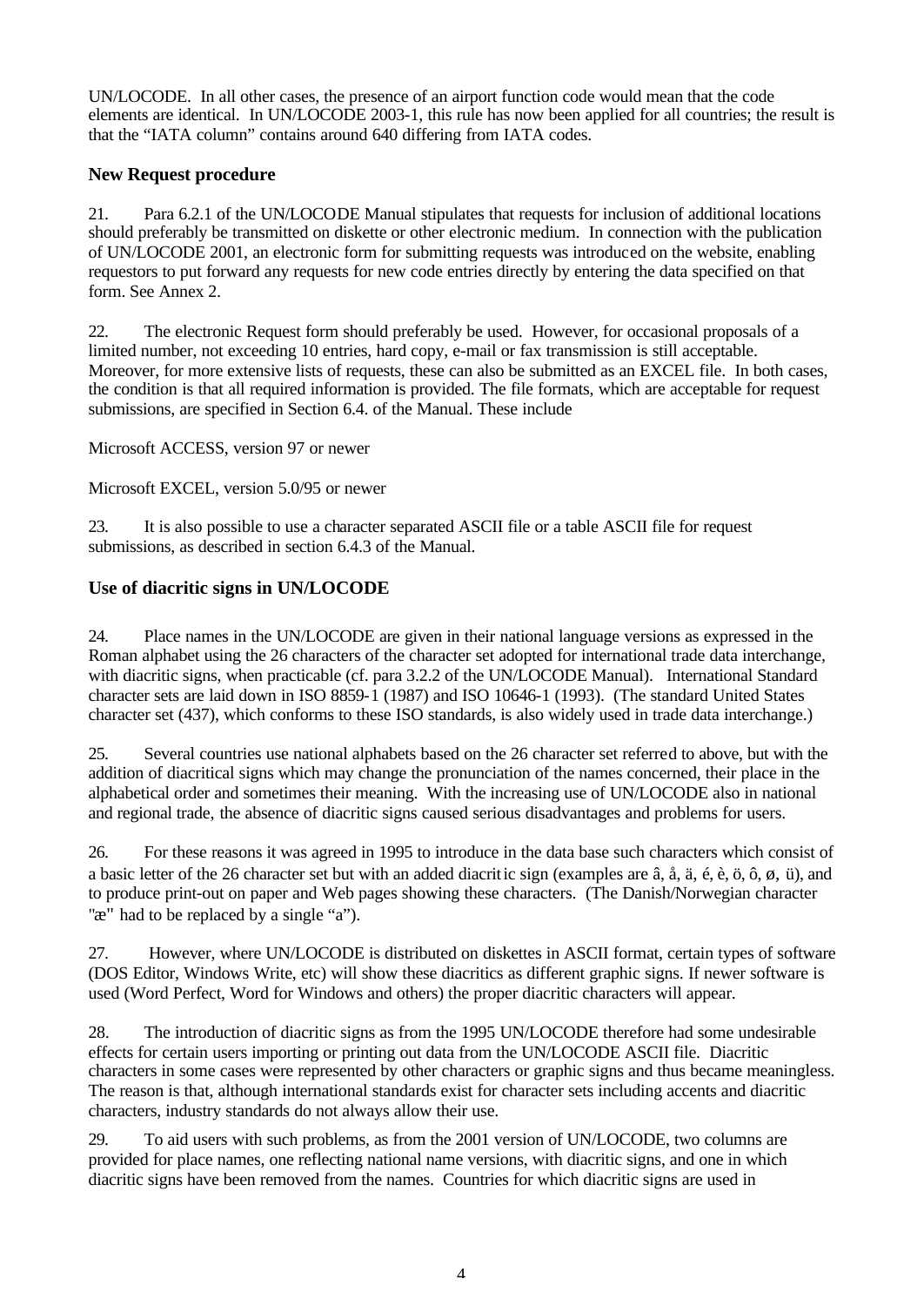UN/LOCODE. In all other cases, the presence of an airport function code would mean that the code elements are identical. In UN/LOCODE 2003-1, this rule has now been applied for all countries; the result is that the "IATA column" contains around 640 differing from IATA codes.

### New Request procedure

21. Para 6.2.1 of the UN/LOCODE Manual stipulates that requests for inclusion of additional locations should preferably be transmitted on diskette or other electronic medium. In connection with the publication of UN/LOCODE 2001, an electronic form for submitting requests was introduced on the website, enabling requestors to put forward any requests for new code entries directly by entering the data specified on that form. See Annex 2.

22. The electronic Request form should preferably be used. However, for occasional proposals of a limited number, not exceeding 10 entries, hard copy, e-mail or fax transmission is still acceptable. Moreover, for more extensive lists of requests, these can also be submitted as an EXCEL file. In both cases, the condition is that all required information is provided. The file formats, which are acceptable for request submissions, are specified in Section 6.4. of the Manual. These include

Microsoft ACCESS, version 97 or newer

Microsoft EXCEL, version 5.0/95 or newer

23. It is also possible to use a character separated ASCII file or a table ASCII file for request submissions, as described in section 6.4.3 of the Manual.

### Use of diacritic signs in UN/LOCODE

24. Place names in the UN/LOCODE are given in their national language versions as expressed in the Roman alphabet using the 26 characters of the character set adopted for international trade data interchange, with diacritic signs, when practicable (cf. para 3.2.2 of the UN/LOCODE Manual). International Standard character sets are laid down in ISO 8859-1 (1987) and ISO 10646-1 (1993). (The standard United States character set (437), which conforms to these ISO standards, is also widely used in trade data interchange.)

25. Several countries use national alphabets based on the 26 character set referred to above, but with the addition of diacritical signs which may change the pronunciation of the names concerned, their place in the alphabetical order and sometimes their meaning. With the increasing use of UN/LOCODE also in national and regional trade, the absence of diacritic signs caused serious disadvantages and problems for users.

26. For these reasons it was agreed in 1995 to introduce in the data base such characters which consist of a basic letter of the 26 character set but with an added diacritic sign (examples are â, å, ä, é, è, ö, ô, ø, ü), and to produce print-out on paper and Web pages showing these characters. (The Danish/Norwegian character "æ" had to be replaced by a single "a").

27. However, where UN/LOCODE is distributed on diskettes in ASCII format, certain types of software (DOS Editor, Windows Write, etc) will show these diacritics as different graphic signs. If newer software is used (Word Perfect, Word for Windows and others) the proper diacritic characters will appear.

28. The introduction of diacritic signs as from the 1995 UN/LOCODE therefore had some undesirable effects for certain users importing or printing out data from the UN/LOCODE ASCII file. Diacritic characters in some cases were represented by other characters or graphic signs and thus became meaningless. The reason is that, although international standards exist for character sets including accents and diacritic characters, industry standards do not always allow their use.

29. To aid users with such problems, as from the 2001 version of UN/LOCODE, two columns are provided for place names, one reflecting national name versions, with diacritic signs, and one in which diacritic signs have been removed from the names. Countries for which diacritic signs are used in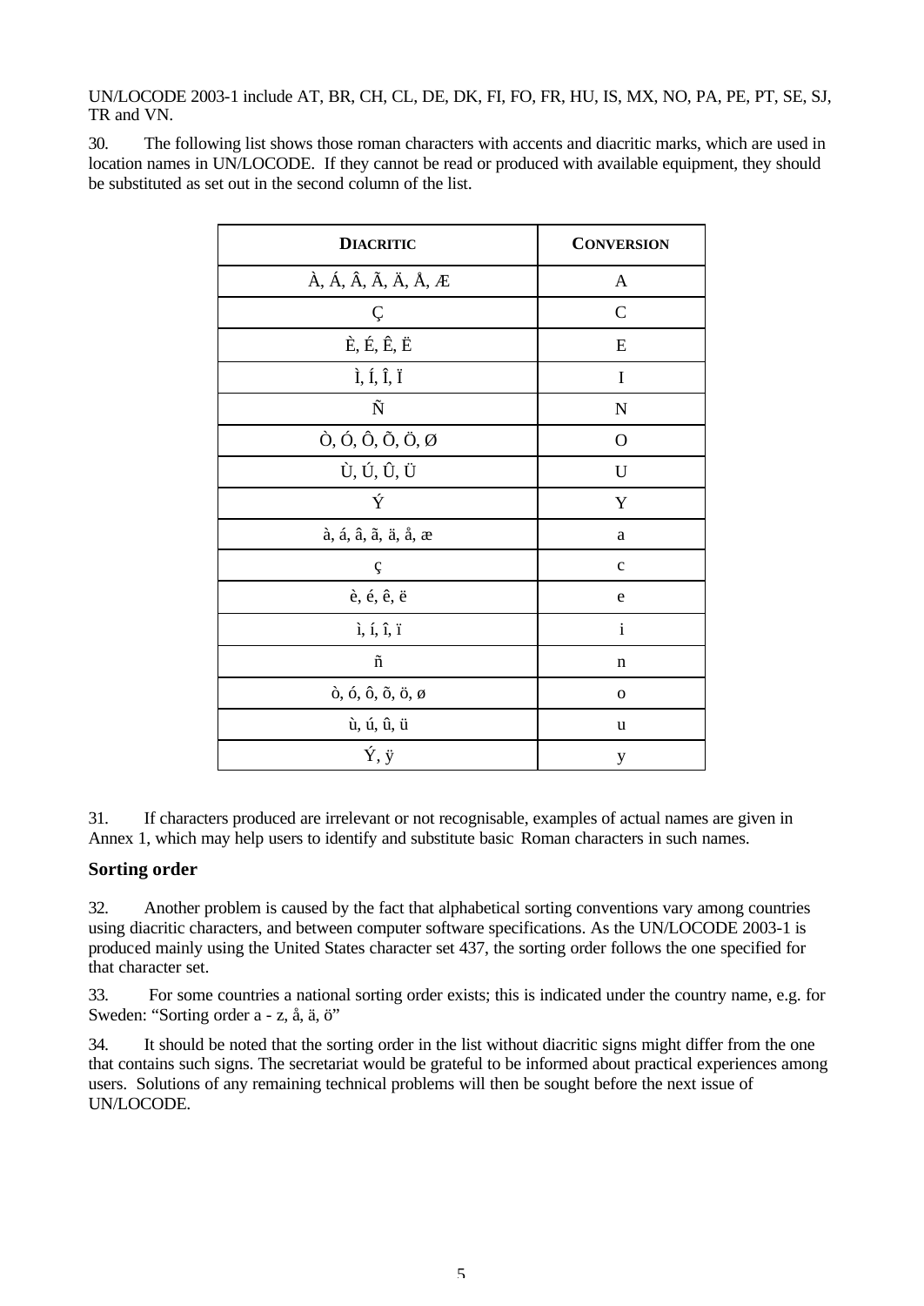UN/LOCODE 2003-1 include AT, BR, CH, CL, DE, DK, FI, FO, FR, HU, IS, MX, NO, PA, PE, PT, SE, SJ, TR and VN.

30. The following list shows those roman characters with accents and diacritic marks, which are used in location names in UN/LOCODE. If they cannot be read or produced with available equipment, they should be substituted as set out in the second column of the list.

| DIACRITIC | CONVERSION |
|---|---|
| À, Á, Â, Ã, Ä, Å, Æ | A |
| Ç | C |
| È, É, Ê, Ë | E |
| Ì, Í, Î, Ï | I |
| Ñ | N |
| Ò, Ó, Ô, Õ, Ö, Ø | O |
| Ù, Ú, Û, Ü | U |
| Ý | Y |
| à, á, â, ã, ä, å, æ | a |
| ç | c |
| è, é, ê, ë | e |
| ì, í, î, ï | i |
| ñ | n |
| ò, ó, ô, õ, ö, ø | o |
| ù, ú, û, ü | u |
| Ý, ÿ | y |

31. If characters produced are irrelevant or not recognisable, examples of actual names are given in Annex 1, which may help users to identify and substitute basic Roman characters in such names.

## Sorting order

32. Another problem is caused by the fact that alphabetical sorting conventions vary among countries using diacritic characters, and between computer software specifications. As the UN/LOCODE 2003-1 is produced mainly using the United States character set 437, the sorting order follows the one specified for that character set.

33. For some countries a national sorting order exists; this is indicated under the country name, e.g. for Sweden: "Sorting order a - z, å, ä, ö"

34. It should be noted that the sorting order in the list without diacritic signs might differ from the one that contains such signs. The secretariat would be grateful to be informed about practical experiences among users. Solutions of any remaining technical problems will then be sought before the next issue of UN/LOCODE.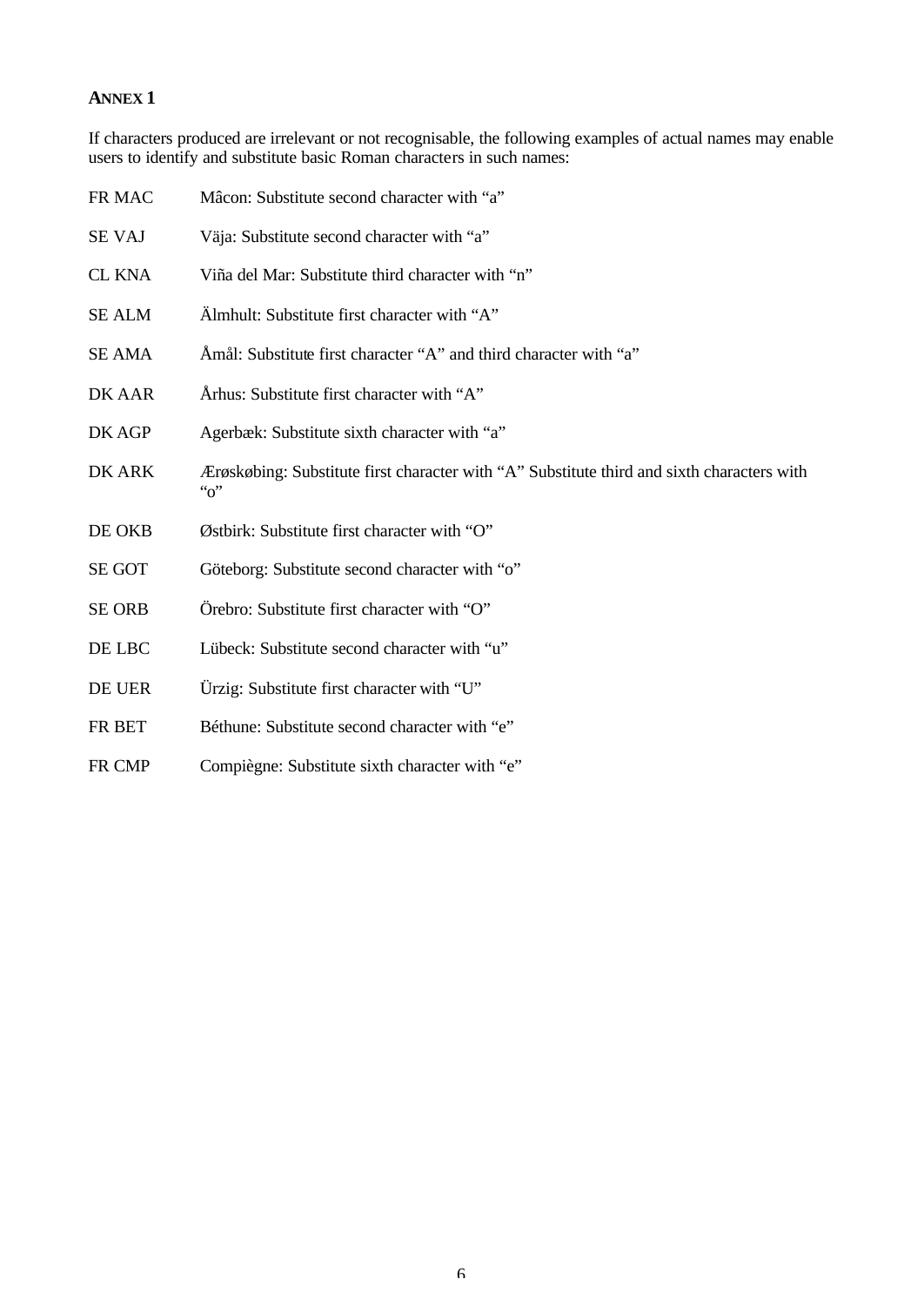## ANNEX 1

If characters produced are irrelevant or not recognisable, the following examples of actual names may enable users to identify and substitute basic Roman characters in such names:

| | |
|---|---|
| FR MAC | Mâcon: Substitute second character with "a" |
| SE VAJ | Väja: Substitute second character with "a" |
| CL KNA | Viña del Mar: Substitute third character with "n" |
| SE ALM | Älmhult: Substitute first character with "A" |
| SE AMA | Åmål: Substitute first character "A" and third character with "a" |
| DK AAR | Århus: Substitute first character with "A" |
| DK AGP | Agerbæk: Substitute sixth character with "a" |
| DK ARK | Ærøskøbing: Substitute first character with "A" Substitute third and sixth characters with "o" |
| DE OKB | Østbirk: Substitute first character with "O" |
| SE GOT | Göteborg: Substitute second character with "o" |
| SE ORB | Örebro: Substitute first character with "O" |
| DE LBC | Lübeck: Substitute second character with "u" |
| DE UER | Ürzig: Substitute first character with "U" |
| FR BET | Béthune: Substitute second character with "e" |
| FR CMP | Compiègne: Substitute sixth character with "e" |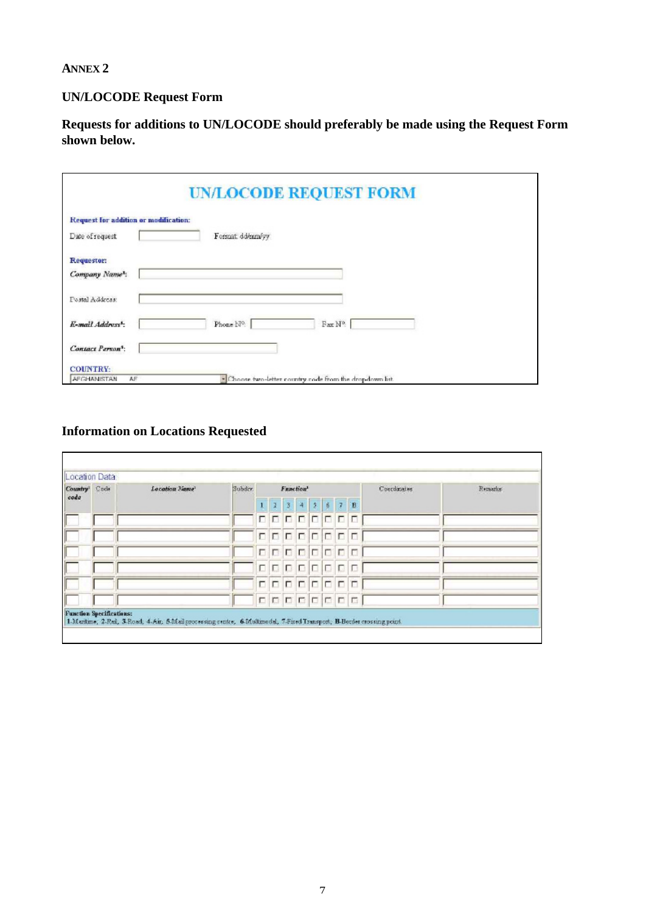**ANNEX 2**

**UN/LOCODE Request Form**

**Requests for additions to UN/LOCODE should preferably be made using the Request Form shown below.**

**UN/LOCODE REQUEST FORM**

**Request for addition or modification:**

Date of request: ______ Format: dd/mm/yy

**Requestor:**

*Company Name*[*]: ______

Postal Address: ______

*E-mail Address*[*]: ______ Phone N°: ______ Fax N°: ______

*Contact Person*[*]: ______

COUNTRY:

AFGHANISTAN AF — Choose two-letter country code from the dropdown list

**Information on Locations Requested**

Location Data

| *Country*[1] *code* | Code | *Location Name*[1] | Subdiv | *Function*[1] | | | | | | | | Coordinates | Remarks |
|---|---|---|---|---|---|---|---|---|---|---|---|---|---|
| | | | | 1 | 2 | 3 | 4 | 5 | 6 | 7 | B | | |
| | | | | ☐ | ☐ | ☐ | ☐ | ☐ | ☐ | ☐ | ☐ | | |
| | | | | ☐ | ☐ | ☐ | ☐ | ☐ | ☐ | ☐ | ☐ | | |
| | | | | ☐ | ☐ | ☐ | ☐ | ☐ | ☐ | ☐ | ☐ | | |
| | | | | ☐ | ☐ | ☐ | ☐ | ☐ | ☐ | ☐ | ☐ | | |
| | | | | ☐ | ☐ | ☐ | ☐ | ☐ | ☐ | ☐ | ☐ | | |
| | | | | ☐ | ☐ | ☐ | ☐ | ☐ | ☐ | ☐ | ☐ | | |

**Function Specifications:**
1-Maritime, 2-Rail, 3-Road, 4-Air, 5-Mail processing centre, 6-Multimodal, 7-Fixed Transport, B-Border crossing point